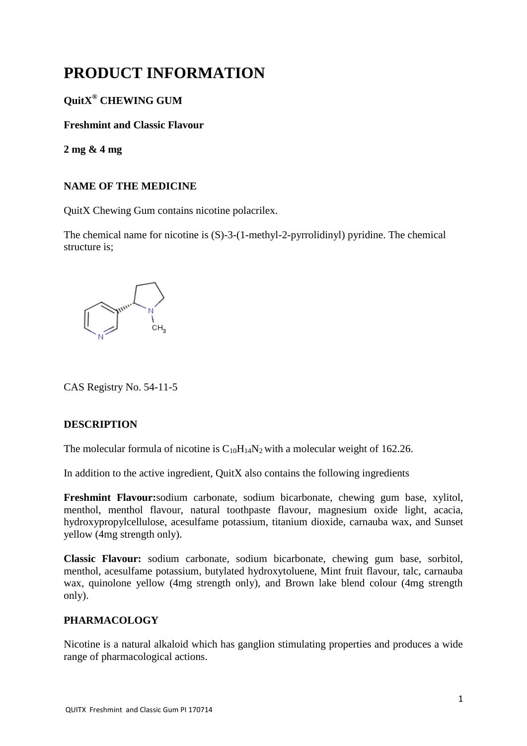# PRODUCT INFORMATION

**QuitX® CHEWING GUM**

**Freshmint and Classic Flavour**

**2 mg & 4 mg**

## NAME OF THE MEDICINE

QuitX Chewing Gum contains nicotine polacrilex.

The chemical name for nicotine is (S)-3-(1-methyl-2-pyrrolidinyl) pyridine. The chemical structure is;

CAS Registry No. 54-11-5

## DESCRIPTION

The molecular formula of nicotine is $C_{10}H_{14}N_2$ with a molecular weight of 162.26.

In addition to the active ingredient, QuitX also contains the following ingredients

**Freshmint Flavour:**sodium carbonate, sodium bicarbonate, chewing gum base, xylitol, menthol, menthol flavour, natural toothpaste flavour, magnesium oxide light, acacia, hydroxypropylcellulose, acesulfame potassium, titanium dioxide, carnauba wax, and Sunset yellow (4mg strength only).

**Classic Flavour:** sodium carbonate, sodium bicarbonate, chewing gum base, sorbitol, menthol, acesulfame potassium, butylated hydroxytoluene, Mint fruit flavour, talc, carnauba wax, quinolone yellow (4mg strength only), and Brown lake blend colour (4mg strength only).

## PHARMACOLOGY

Nicotine is a natural alkaloid which has ganglion stimulating properties and produces a wide range of pharmacological actions.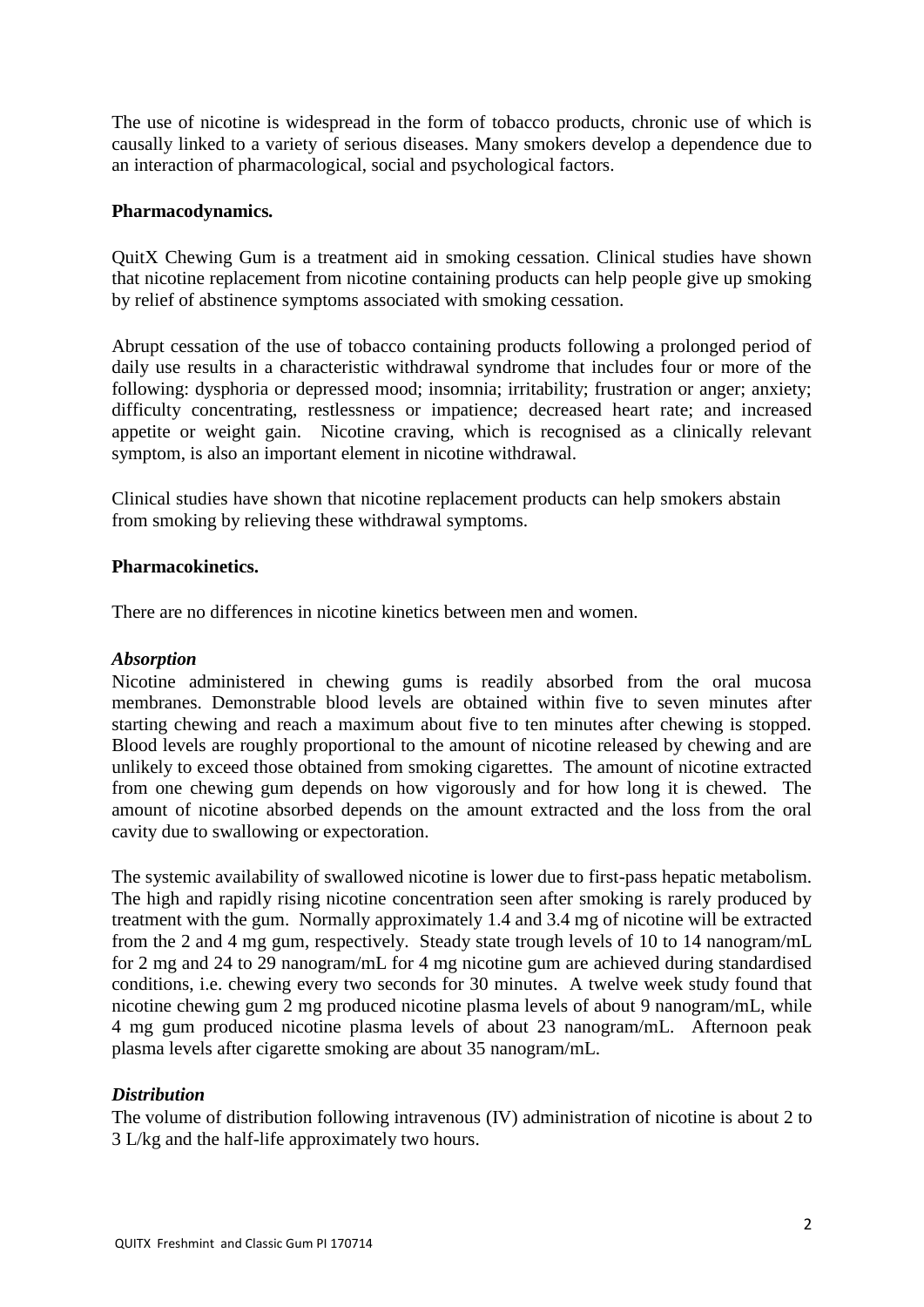The use of nicotine is widespread in the form of tobacco products, chronic use of which is causally linked to a variety of serious diseases. Many smokers develop a dependence due to an interaction of pharmacological, social and psychological factors.

**Pharmacodynamics.**

QuitX Chewing Gum is a treatment aid in smoking cessation. Clinical studies have shown that nicotine replacement from nicotine containing products can help people give up smoking by relief of abstinence symptoms associated with smoking cessation.

Abrupt cessation of the use of tobacco containing products following a prolonged period of daily use results in a characteristic withdrawal syndrome that includes four or more of the following: dysphoria or depressed mood; insomnia; irritability; frustration or anger; anxiety; difficulty concentrating, restlessness or impatience; decreased heart rate; and increased appetite or weight gain. Nicotine craving, which is recognised as a clinically relevant symptom, is also an important element in nicotine withdrawal.

Clinical studies have shown that nicotine replacement products can help smokers abstain from smoking by relieving these withdrawal symptoms.

**Pharmacokinetics.**

There are no differences in nicotine kinetics between men and women.

***Absorption***

Nicotine administered in chewing gums is readily absorbed from the oral mucosa membranes. Demonstrable blood levels are obtained within five to seven minutes after starting chewing and reach a maximum about five to ten minutes after chewing is stopped. Blood levels are roughly proportional to the amount of nicotine released by chewing and are unlikely to exceed those obtained from smoking cigarettes. The amount of nicotine extracted from one chewing gum depends on how vigorously and for how long it is chewed. The amount of nicotine absorbed depends on the amount extracted and the loss from the oral cavity due to swallowing or expectoration.

The systemic availability of swallowed nicotine is lower due to first-pass hepatic metabolism. The high and rapidly rising nicotine concentration seen after smoking is rarely produced by treatment with the gum. Normally approximately 1.4 and 3.4 mg of nicotine will be extracted from the 2 and 4 mg gum, respectively. Steady state trough levels of 10 to 14 nanogram/mL for 2 mg and 24 to 29 nanogram/mL for 4 mg nicotine gum are achieved during standardised conditions, i.e. chewing every two seconds for 30 minutes. A twelve week study found that nicotine chewing gum 2 mg produced nicotine plasma levels of about 9 nanogram/mL, while 4 mg gum produced nicotine plasma levels of about 23 nanogram/mL. Afternoon peak plasma levels after cigarette smoking are about 35 nanogram/mL.

***Distribution***

The volume of distribution following intravenous (IV) administration of nicotine is about 2 to 3 L/kg and the half-life approximately two hours.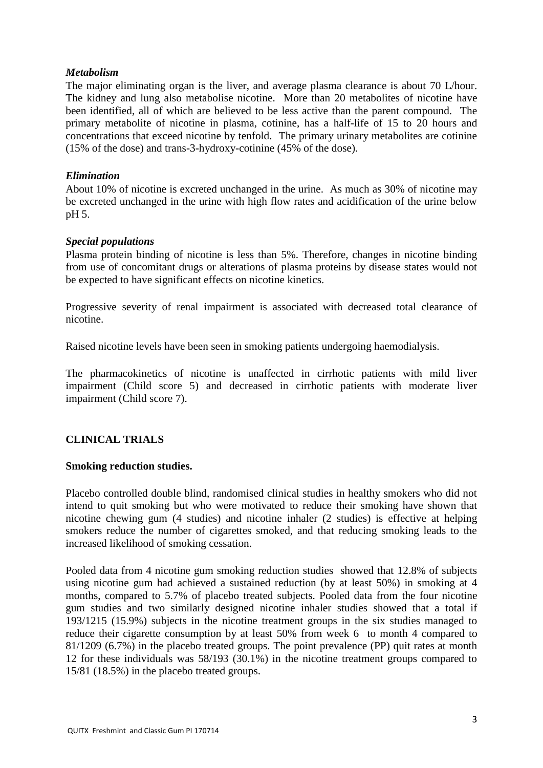### *Metabolism*

The major eliminating organ is the liver, and average plasma clearance is about 70 L/hour. The kidney and lung also metabolise nicotine. More than 20 metabolites of nicotine have been identified, all of which are believed to be less active than the parent compound. The primary metabolite of nicotine in plasma, cotinine, has a half-life of 15 to 20 hours and concentrations that exceed nicotine by tenfold. The primary urinary metabolites are cotinine (15% of the dose) and trans-3-hydroxy-cotinine (45% of the dose).

### *Elimination*

About 10% of nicotine is excreted unchanged in the urine. As much as 30% of nicotine may be excreted unchanged in the urine with high flow rates and acidification of the urine below pH 5.

### *Special populations*

Plasma protein binding of nicotine is less than 5%. Therefore, changes in nicotine binding from use of concomitant drugs or alterations of plasma proteins by disease states would not be expected to have significant effects on nicotine kinetics.

Progressive severity of renal impairment is associated with decreased total clearance of nicotine.

Raised nicotine levels have been seen in smoking patients undergoing haemodialysis.

The pharmacokinetics of nicotine is unaffected in cirrhotic patients with mild liver impairment (Child score 5) and decreased in cirrhotic patients with moderate liver impairment (Child score 7).

## CLINICAL TRIALS

### Smoking reduction studies.

Placebo controlled double blind, randomised clinical studies in healthy smokers who did not intend to quit smoking but who were motivated to reduce their smoking have shown that nicotine chewing gum (4 studies) and nicotine inhaler (2 studies) is effective at helping smokers reduce the number of cigarettes smoked, and that reducing smoking leads to the increased likelihood of smoking cessation.

Pooled data from 4 nicotine gum smoking reduction studies showed that 12.8% of subjects using nicotine gum had achieved a sustained reduction (by at least 50%) in smoking at 4 months, compared to 5.7% of placebo treated subjects. Pooled data from the four nicotine gum studies and two similarly designed nicotine inhaler studies showed that a total if 193/1215 (15.9%) subjects in the nicotine treatment groups in the six studies managed to reduce their cigarette consumption by at least 50% from week 6 to month 4 compared to 81/1209 (6.7%) in the placebo treated groups. The point prevalence (PP) quit rates at month 12 for these individuals was 58/193 (30.1%) in the nicotine treatment groups compared to 15/81 (18.5%) in the placebo treated groups.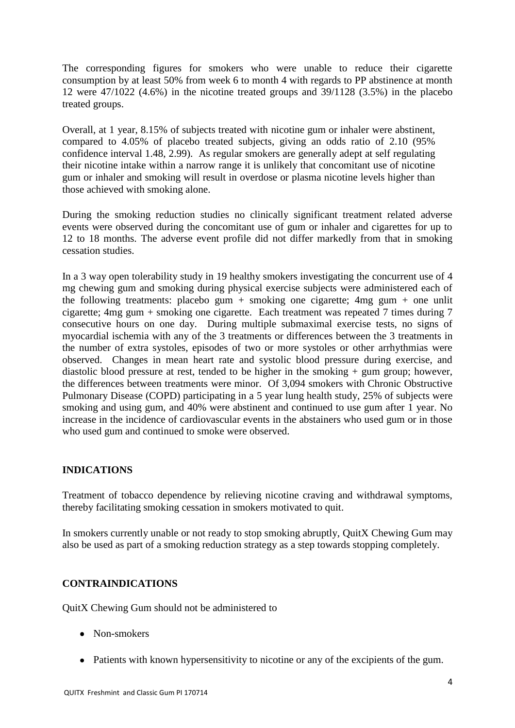The corresponding figures for smokers who were unable to reduce their cigarette consumption by at least 50% from week 6 to month 4 with regards to PP abstinence at month 12 were 47/1022 (4.6%) in the nicotine treated groups and 39/1128 (3.5%) in the placebo treated groups.

Overall, at 1 year, 8.15% of subjects treated with nicotine gum or inhaler were abstinent, compared to 4.05% of placebo treated subjects, giving an odds ratio of 2.10 (95% confidence interval 1.48, 2.99). As regular smokers are generally adept at self regulating their nicotine intake within a narrow range it is unlikely that concomitant use of nicotine gum or inhaler and smoking will result in overdose or plasma nicotine levels higher than those achieved with smoking alone.

During the smoking reduction studies no clinically significant treatment related adverse events were observed during the concomitant use of gum or inhaler and cigarettes for up to 12 to 18 months. The adverse event profile did not differ markedly from that in smoking cessation studies.

In a 3 way open tolerability study in 19 healthy smokers investigating the concurrent use of 4 mg chewing gum and smoking during physical exercise subjects were administered each of the following treatments: placebo gum + smoking one cigarette; 4mg gum + one unlit cigarette; 4mg gum + smoking one cigarette. Each treatment was repeated 7 times during 7 consecutive hours on one day. During multiple submaximal exercise tests, no signs of myocardial ischemia with any of the 3 treatments or differences between the 3 treatments in the number of extra systoles, episodes of two or more systoles or other arrhythmias were observed. Changes in mean heart rate and systolic blood pressure during exercise, and diastolic blood pressure at rest, tended to be higher in the smoking + gum group; however, the differences between treatments were minor. Of 3,094 smokers with Chronic Obstructive Pulmonary Disease (COPD) participating in a 5 year lung health study, 25% of subjects were smoking and using gum, and 40% were abstinent and continued to use gum after 1 year. No increase in the incidence of cardiovascular events in the abstainers who used gum or in those who used gum and continued to smoke were observed.

## INDICATIONS

Treatment of tobacco dependence by relieving nicotine craving and withdrawal symptoms, thereby facilitating smoking cessation in smokers motivated to quit.

In smokers currently unable or not ready to stop smoking abruptly, QuitX Chewing Gum may also be used as part of a smoking reduction strategy as a step towards stopping completely.

## CONTRAINDICATIONS

QuitX Chewing Gum should not be administered to

- Non-smokers
- Patients with known hypersensitivity to nicotine or any of the excipients of the gum.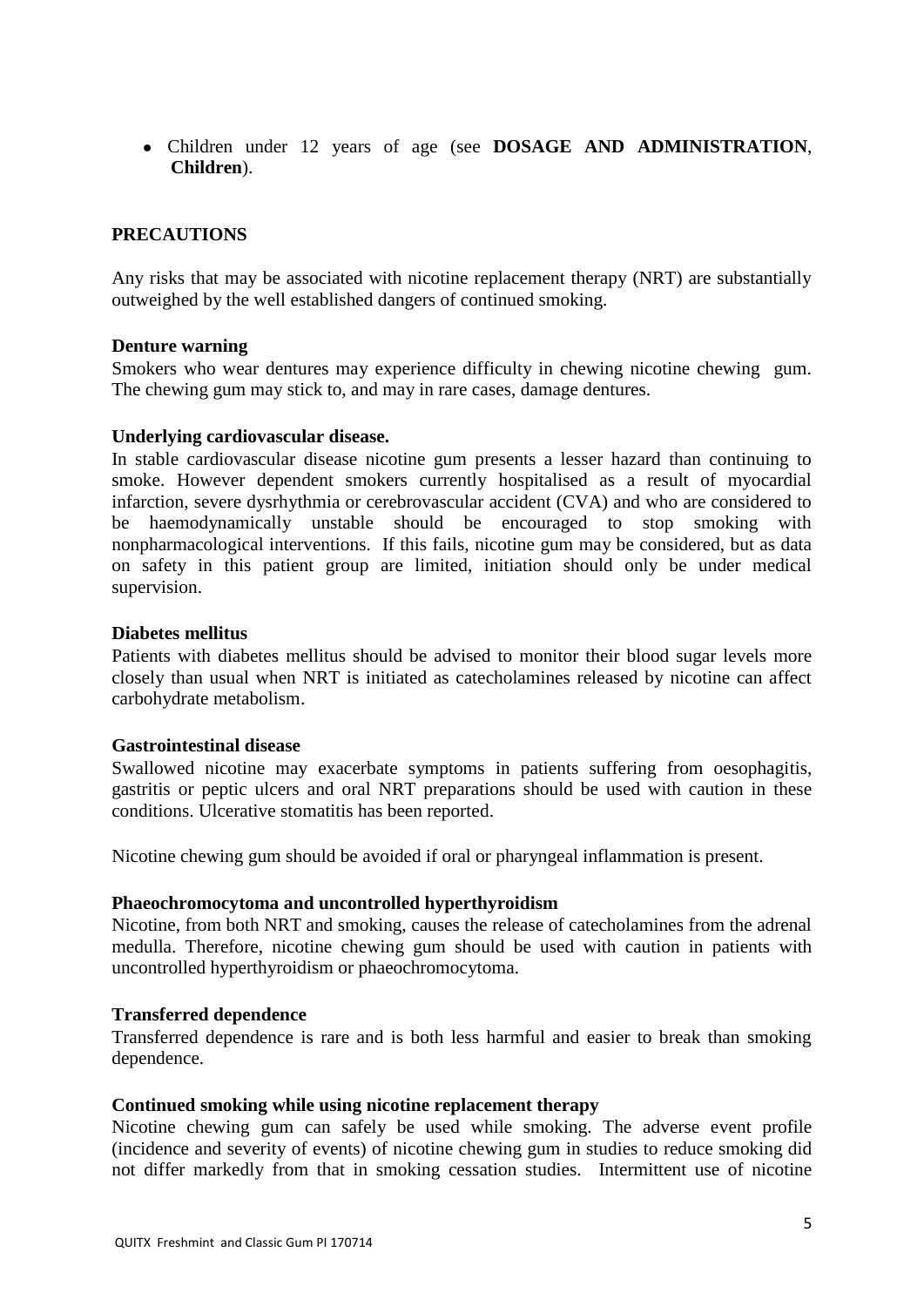- Children under 12 years of age (see **DOSAGE AND ADMINISTRATION**, **Children**).

## PRECAUTIONS

Any risks that may be associated with nicotine replacement therapy (NRT) are substantially outweighed by the well established dangers of continued smoking.

**Denture warning**

Smokers who wear dentures may experience difficulty in chewing nicotine chewing gum. The chewing gum may stick to, and may in rare cases, damage dentures.

**Underlying cardiovascular disease.**

In stable cardiovascular disease nicotine gum presents a lesser hazard than continuing to smoke. However dependent smokers currently hospitalised as a result of myocardial infarction, severe dysrhythmia or cerebrovascular accident (CVA) and who are considered to be haemodynamically unstable should be encouraged to stop smoking with nonpharmacological interventions. If this fails, nicotine gum may be considered, but as data on safety in this patient group are limited, initiation should only be under medical supervision.

**Diabetes mellitus**

Patients with diabetes mellitus should be advised to monitor their blood sugar levels more closely than usual when NRT is initiated as catecholamines released by nicotine can affect carbohydrate metabolism.

**Gastrointestinal disease**

Swallowed nicotine may exacerbate symptoms in patients suffering from oesophagitis, gastritis or peptic ulcers and oral NRT preparations should be used with caution in these conditions. Ulcerative stomatitis has been reported.

Nicotine chewing gum should be avoided if oral or pharyngeal inflammation is present.

**Phaeochromocytoma and uncontrolled hyperthyroidism**

Nicotine, from both NRT and smoking, causes the release of catecholamines from the adrenal medulla. Therefore, nicotine chewing gum should be used with caution in patients with uncontrolled hyperthyroidism or phaeochromocytoma.

**Transferred dependence**

Transferred dependence is rare and is both less harmful and easier to break than smoking dependence.

**Continued smoking while using nicotine replacement therapy**

Nicotine chewing gum can safely be used while smoking. The adverse event profile (incidence and severity of events) of nicotine chewing gum in studies to reduce smoking did not differ markedly from that in smoking cessation studies. Intermittent use of nicotine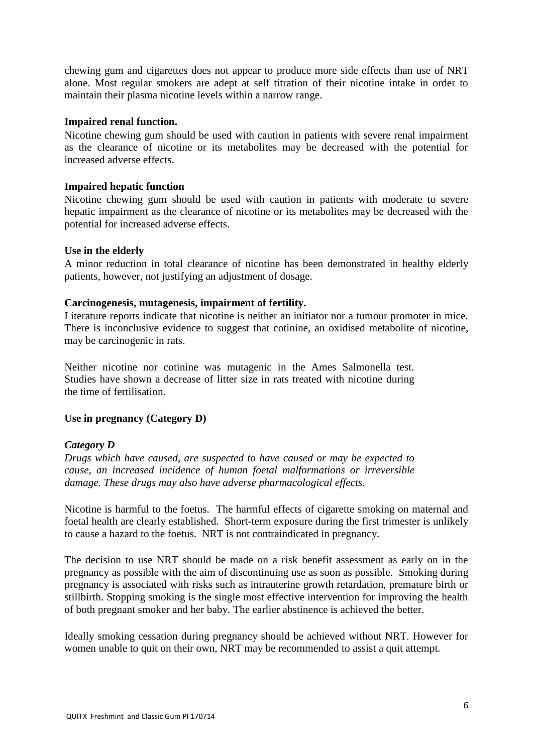chewing gum and cigarettes does not appear to produce more side effects than use of NRT alone. Most regular smokers are adept at self titration of their nicotine intake in order to maintain their plasma nicotine levels within a narrow range.

**Impaired renal function.**

Nicotine chewing gum should be used with caution in patients with severe renal impairment as the clearance of nicotine or its metabolites may be decreased with the potential for increased adverse effects.

**Impaired hepatic function**

Nicotine chewing gum should be used with caution in patients with moderate to severe hepatic impairment as the clearance of nicotine or its metabolites may be decreased with the potential for increased adverse effects.

**Use in the elderly**

A minor reduction in total clearance of nicotine has been demonstrated in healthy elderly patients, however, not justifying an adjustment of dosage.

**Carcinogenesis, mutagenesis, impairment of fertility.**

Literature reports indicate that nicotine is neither an initiator nor a tumour promoter in mice. There is inconclusive evidence to suggest that cotinine, an oxidised metabolite of nicotine, may be carcinogenic in rats.

Neither nicotine nor cotinine was mutagenic in the Ames Salmonella test. Studies have shown a decrease of litter size in rats treated with nicotine during the time of fertilisation.

**Use in pregnancy (Category D)**

***Category D***

*Drugs which have caused, are suspected to have caused or may be expected to cause, an increased incidence of human foetal malformations or irreversible damage. These drugs may also have adverse pharmacological effects.*

Nicotine is harmful to the foetus. The harmful effects of cigarette smoking on maternal and foetal health are clearly established. Short-term exposure during the first trimester is unlikely to cause a hazard to the foetus. NRT is not contraindicated in pregnancy.

The decision to use NRT should be made on a risk benefit assessment as early on in the pregnancy as possible with the aim of discontinuing use as soon as possible. Smoking during pregnancy is associated with risks such as intrauterine growth retardation, premature birth or stillbirth. Stopping smoking is the single most effective intervention for improving the health of both pregnant smoker and her baby. The earlier abstinence is achieved the better.

Ideally smoking cessation during pregnancy should be achieved without NRT. However for women unable to quit on their own, NRT may be recommended to assist a quit attempt.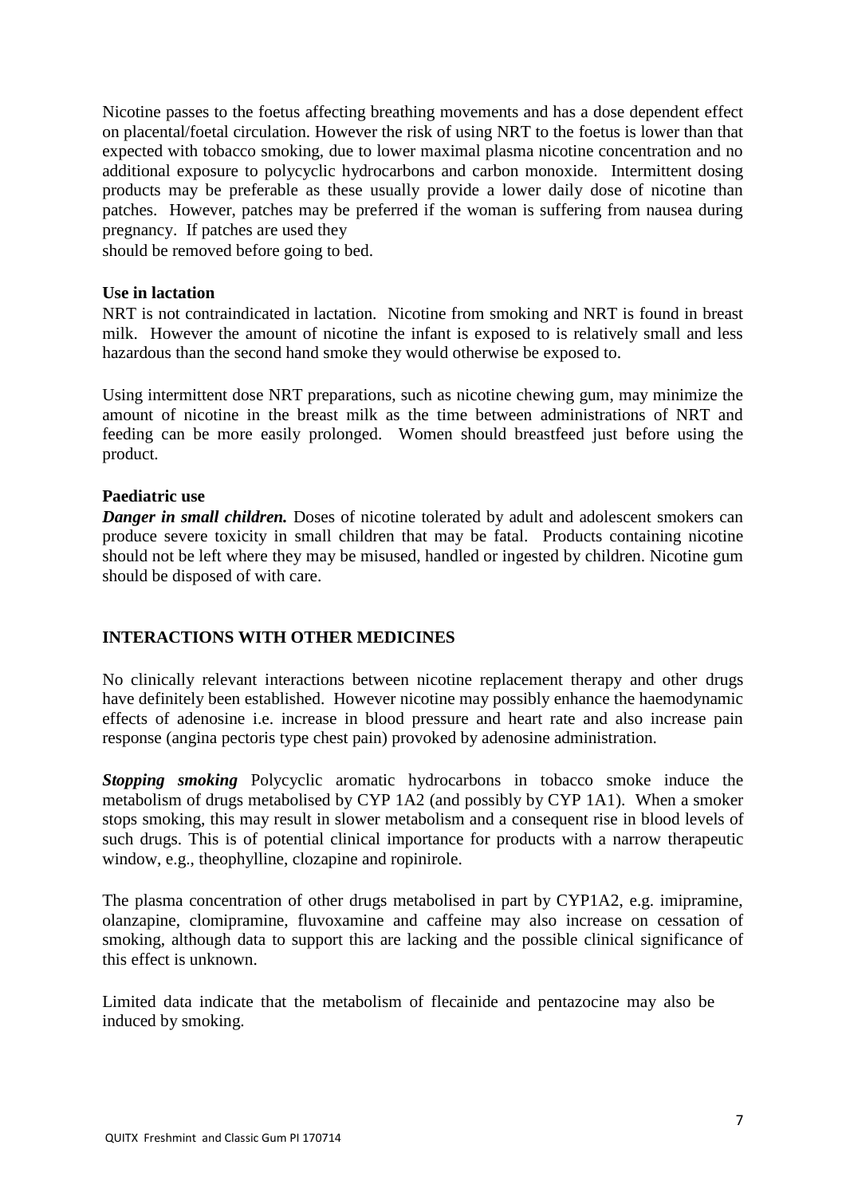Nicotine passes to the foetus affecting breathing movements and has a dose dependent effect on placental/foetal circulation. However the risk of using NRT to the foetus is lower than that expected with tobacco smoking, due to lower maximal plasma nicotine concentration and no additional exposure to polycyclic hydrocarbons and carbon monoxide. Intermittent dosing products may be preferable as these usually provide a lower daily dose of nicotine than patches. However, patches may be preferred if the woman is suffering from nausea during pregnancy. If patches are used they
should be removed before going to bed.

**Use in lactation**

NRT is not contraindicated in lactation. Nicotine from smoking and NRT is found in breast milk. However the amount of nicotine the infant is exposed to is relatively small and less hazardous than the second hand smoke they would otherwise be exposed to.

Using intermittent dose NRT preparations, such as nicotine chewing gum, may minimize the amount of nicotine in the breast milk as the time between administrations of NRT and feeding can be more easily prolonged. Women should breastfeed just before using the product.

**Paediatric use**

***Danger in small children.*** Doses of nicotine tolerated by adult and adolescent smokers can produce severe toxicity in small children that may be fatal. Products containing nicotine should not be left where they may be misused, handled or ingested by children. Nicotine gum should be disposed of with care.

## INTERACTIONS WITH OTHER MEDICINES

No clinically relevant interactions between nicotine replacement therapy and other drugs have definitely been established. However nicotine may possibly enhance the haemodynamic effects of adenosine i.e. increase in blood pressure and heart rate and also increase pain response (angina pectoris type chest pain) provoked by adenosine administration.

***Stopping smoking*** Polycyclic aromatic hydrocarbons in tobacco smoke induce the metabolism of drugs metabolised by CYP 1A2 (and possibly by CYP 1A1). When a smoker stops smoking, this may result in slower metabolism and a consequent rise in blood levels of such drugs. This is of potential clinical importance for products with a narrow therapeutic window, e.g., theophylline, clozapine and ropinirole.

The plasma concentration of other drugs metabolised in part by CYP1A2, e.g. imipramine, olanzapine, clomipramine, fluvoxamine and caffeine may also increase on cessation of smoking, although data to support this are lacking and the possible clinical significance of this effect is unknown.

Limited data indicate that the metabolism of flecainide and pentazocine may also be induced by smoking.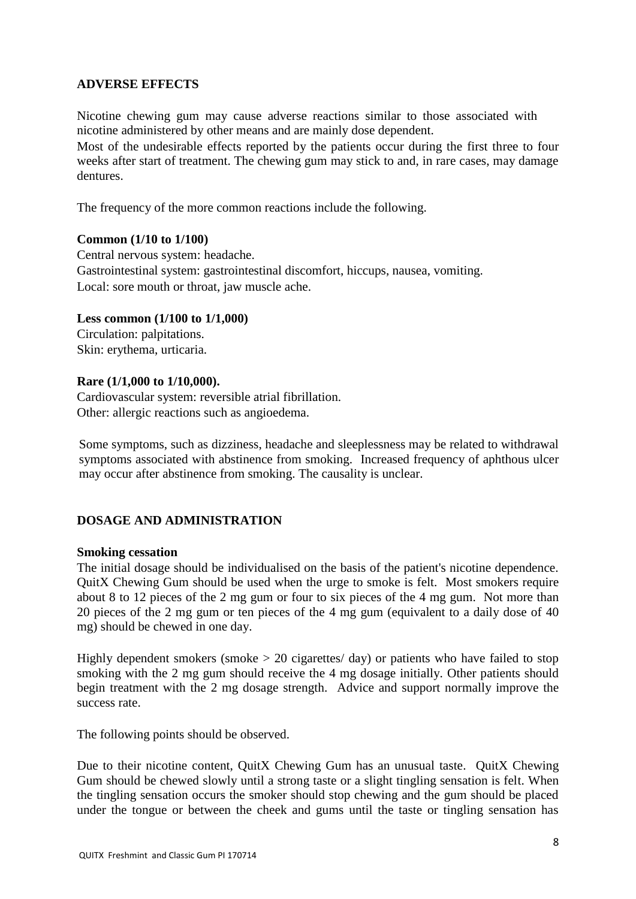## ADVERSE EFFECTS

Nicotine chewing gum may cause adverse reactions similar to those associated with nicotine administered by other means and are mainly dose dependent.
Most of the undesirable effects reported by the patients occur during the first three to four weeks after start of treatment. The chewing gum may stick to and, in rare cases, may damage dentures.

The frequency of the more common reactions include the following.

**Common (1/10 to 1/100)**
Central nervous system: headache.
Gastrointestinal system: gastrointestinal discomfort, hiccups, nausea, vomiting.
Local: sore mouth or throat, jaw muscle ache.

**Less common (1/100 to 1/1,000)**
Circulation: palpitations.
Skin: erythema, urticaria.

**Rare (1/1,000 to 1/10,000).**
Cardiovascular system: reversible atrial fibrillation.
Other: allergic reactions such as angioedema.

Some symptoms, such as dizziness, headache and sleeplessness may be related to withdrawal symptoms associated with abstinence from smoking. Increased frequency of aphthous ulcer may occur after abstinence from smoking. The causality is unclear.

## DOSAGE AND ADMINISTRATION

**Smoking cessation**
The initial dosage should be individualised on the basis of the patient's nicotine dependence. QuitX Chewing Gum should be used when the urge to smoke is felt. Most smokers require about 8 to 12 pieces of the 2 mg gum or four to six pieces of the 4 mg gum. Not more than 20 pieces of the 2 mg gum or ten pieces of the 4 mg gum (equivalent to a daily dose of 40 mg) should be chewed in one day.

Highly dependent smokers (smoke > 20 cigarettes/ day) or patients who have failed to stop smoking with the 2 mg gum should receive the 4 mg dosage initially. Other patients should begin treatment with the 2 mg dosage strength. Advice and support normally improve the success rate.

The following points should be observed.

Due to their nicotine content, QuitX Chewing Gum has an unusual taste. QuitX Chewing Gum should be chewed slowly until a strong taste or a slight tingling sensation is felt. When the tingling sensation occurs the smoker should stop chewing and the gum should be placed under the tongue or between the cheek and gums until the taste or tingling sensation has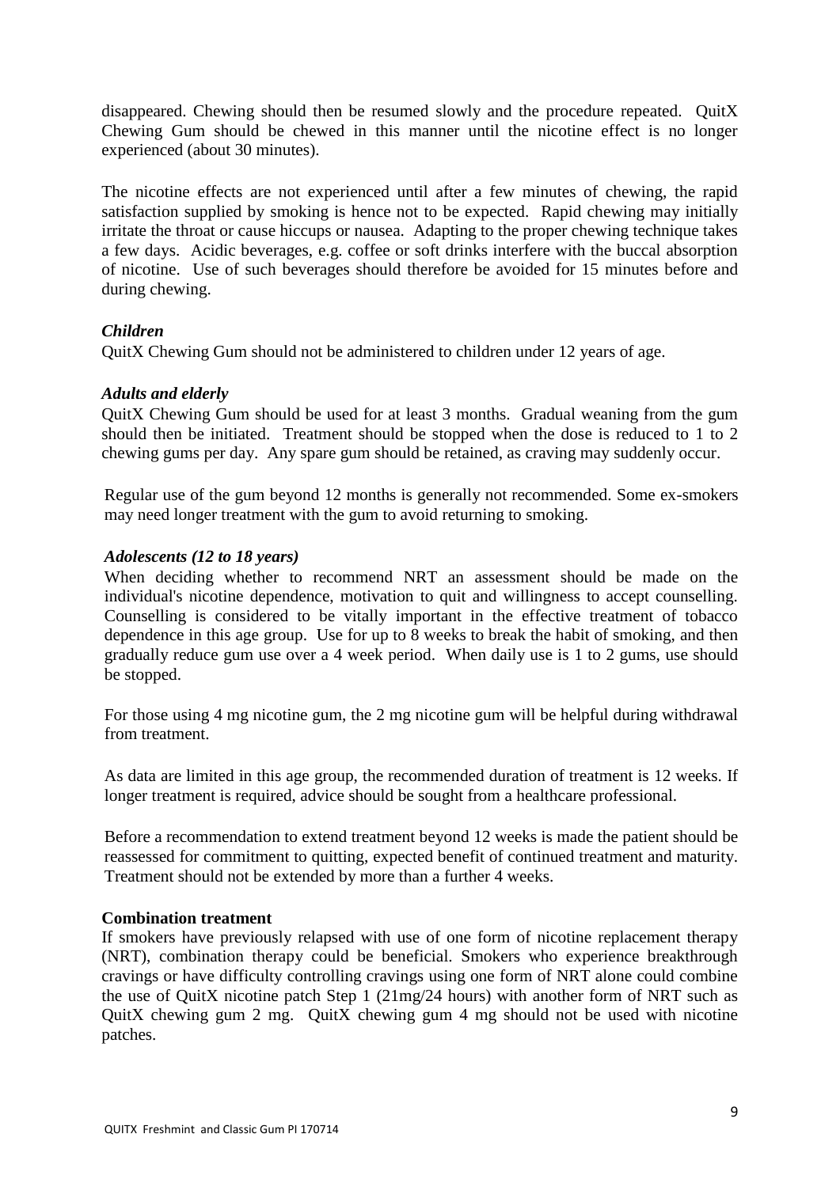disappeared. Chewing should then be resumed slowly and the procedure repeated. QuitX Chewing Gum should be chewed in this manner until the nicotine effect is no longer experienced (about 30 minutes).

The nicotine effects are not experienced until after a few minutes of chewing, the rapid satisfaction supplied by smoking is hence not to be expected. Rapid chewing may initially irritate the throat or cause hiccups or nausea. Adapting to the proper chewing technique takes a few days. Acidic beverages, e.g. coffee or soft drinks interfere with the buccal absorption of nicotine. Use of such beverages should therefore be avoided for 15 minutes before and during chewing.

***Children***

QuitX Chewing Gum should not be administered to children under 12 years of age.

***Adults and elderly***

QuitX Chewing Gum should be used for at least 3 months. Gradual weaning from the gum should then be initiated. Treatment should be stopped when the dose is reduced to 1 to 2 chewing gums per day. Any spare gum should be retained, as craving may suddenly occur.

Regular use of the gum beyond 12 months is generally not recommended. Some ex-smokers may need longer treatment with the gum to avoid returning to smoking.

***Adolescents (12 to 18 years)***

When deciding whether to recommend NRT an assessment should be made on the individual's nicotine dependence, motivation to quit and willingness to accept counselling. Counselling is considered to be vitally important in the effective treatment of tobacco dependence in this age group. Use for up to 8 weeks to break the habit of smoking, and then gradually reduce gum use over a 4 week period. When daily use is 1 to 2 gums, use should be stopped.

For those using 4 mg nicotine gum, the 2 mg nicotine gum will be helpful during withdrawal from treatment.

As data are limited in this age group, the recommended duration of treatment is 12 weeks. If longer treatment is required, advice should be sought from a healthcare professional.

Before a recommendation to extend treatment beyond 12 weeks is made the patient should be reassessed for commitment to quitting, expected benefit of continued treatment and maturity. Treatment should not be extended by more than a further 4 weeks.

**Combination treatment**

If smokers have previously relapsed with use of one form of nicotine replacement therapy (NRT), combination therapy could be beneficial. Smokers who experience breakthrough cravings or have difficulty controlling cravings using one form of NRT alone could combine the use of QuitX nicotine patch Step 1 (21mg/24 hours) with another form of NRT such as QuitX chewing gum 2 mg. QuitX chewing gum 4 mg should not be used with nicotine patches.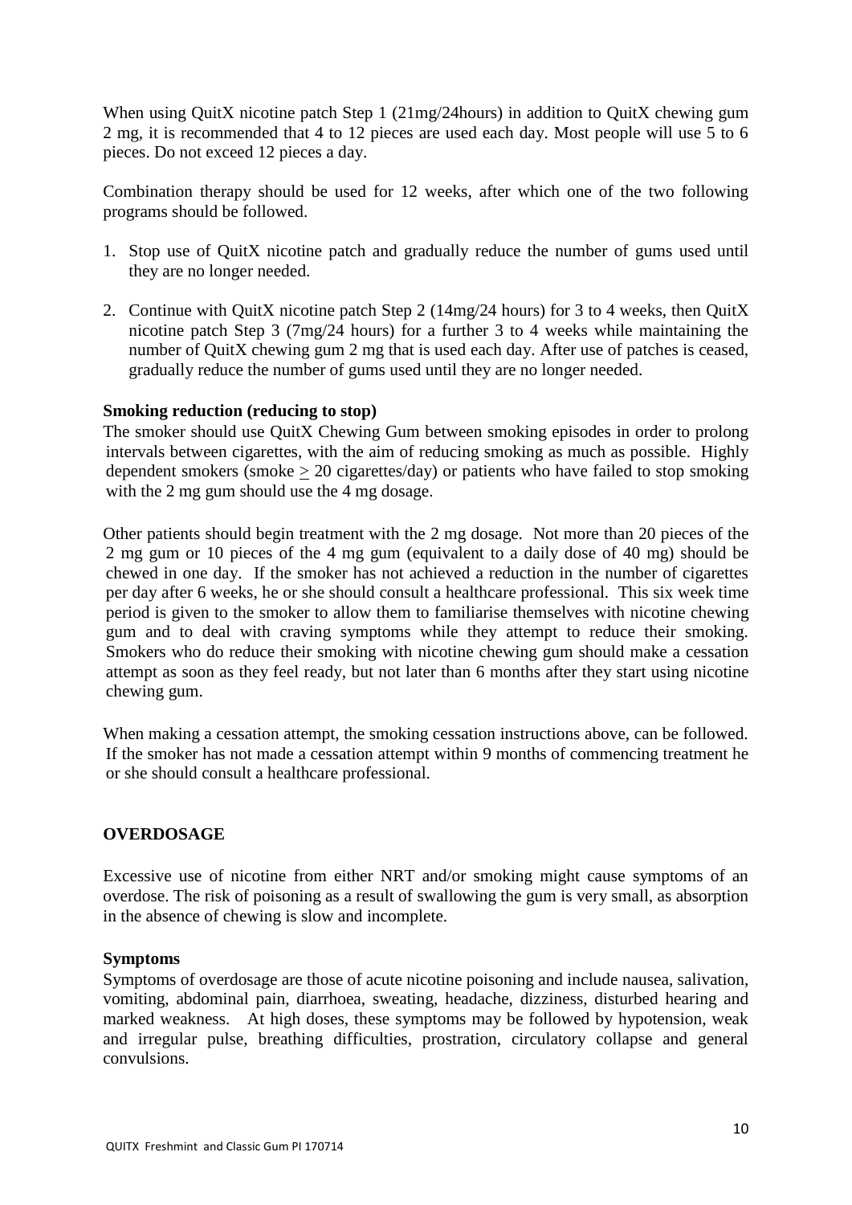When using QuitX nicotine patch Step 1 (21mg/24hours) in addition to QuitX chewing gum 2 mg, it is recommended that 4 to 12 pieces are used each day. Most people will use 5 to 6 pieces. Do not exceed 12 pieces a day.

Combination therapy should be used for 12 weeks, after which one of the two following programs should be followed.

1. Stop use of QuitX nicotine patch and gradually reduce the number of gums used until they are no longer needed.
2. Continue with QuitX nicotine patch Step 2 (14mg/24 hours) for 3 to 4 weeks, then QuitX nicotine patch Step 3 (7mg/24 hours) for a further 3 to 4 weeks while maintaining the number of QuitX chewing gum 2 mg that is used each day. After use of patches is ceased, gradually reduce the number of gums used until they are no longer needed.

**Smoking reduction (reducing to stop)**

The smoker should use QuitX Chewing Gum between smoking episodes in order to prolong intervals between cigarettes, with the aim of reducing smoking as much as possible. Highly dependent smokers (smoke $\geq$ 20 cigarettes/day) or patients who have failed to stop smoking with the 2 mg gum should use the 4 mg dosage.

Other patients should begin treatment with the 2 mg dosage. Not more than 20 pieces of the 2 mg gum or 10 pieces of the 4 mg gum (equivalent to a daily dose of 40 mg) should be chewed in one day. If the smoker has not achieved a reduction in the number of cigarettes per day after 6 weeks, he or she should consult a healthcare professional. This six week time period is given to the smoker to allow them to familiarise themselves with nicotine chewing gum and to deal with craving symptoms while they attempt to reduce their smoking. Smokers who do reduce their smoking with nicotine chewing gum should make a cessation attempt as soon as they feel ready, but not later than 6 months after they start using nicotine chewing gum.

When making a cessation attempt, the smoking cessation instructions above, can be followed. If the smoker has not made a cessation attempt within 9 months of commencing treatment he or she should consult a healthcare professional.

## OVERDOSAGE

Excessive use of nicotine from either NRT and/or smoking might cause symptoms of an overdose. The risk of poisoning as a result of swallowing the gum is very small, as absorption in the absence of chewing is slow and incomplete.

**Symptoms**

Symptoms of overdosage are those of acute nicotine poisoning and include nausea, salivation, vomiting, abdominal pain, diarrhoea, sweating, headache, dizziness, disturbed hearing and marked weakness. At high doses, these symptoms may be followed by hypotension, weak and irregular pulse, breathing difficulties, prostration, circulatory collapse and general convulsions.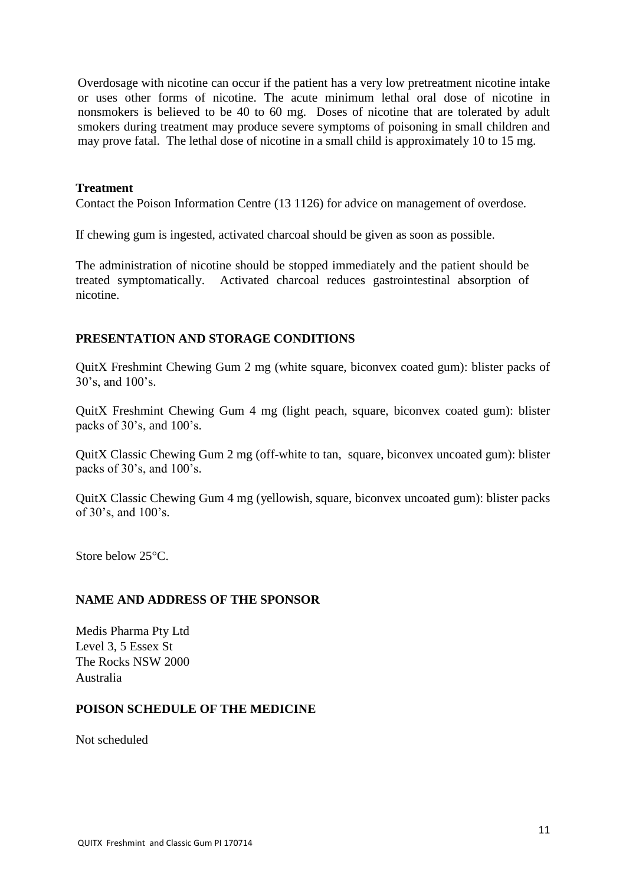Overdosage with nicotine can occur if the patient has a very low pretreatment nicotine intake or uses other forms of nicotine. The acute minimum lethal oral dose of nicotine in nonsmokers is believed to be 40 to 60 mg. Doses of nicotine that are tolerated by adult smokers during treatment may produce severe symptoms of poisoning in small children and may prove fatal. The lethal dose of nicotine in a small child is approximately 10 to 15 mg.

### Treatment

Contact the Poison Information Centre (13 1126) for advice on management of overdose.

If chewing gum is ingested, activated charcoal should be given as soon as possible.

The administration of nicotine should be stopped immediately and the patient should be treated symptomatically. Activated charcoal reduces gastrointestinal absorption of nicotine.

## PRESENTATION AND STORAGE CONDITIONS

QuitX Freshmint Chewing Gum 2 mg (white square, biconvex coated gum): blister packs of 30's, and 100's.

QuitX Freshmint Chewing Gum 4 mg (light peach, square, biconvex coated gum): blister packs of 30's, and 100's.

QuitX Classic Chewing Gum 2 mg (off-white to tan, square, biconvex uncoated gum): blister packs of 30's, and 100's.

QuitX Classic Chewing Gum 4 mg (yellowish, square, biconvex uncoated gum): blister packs of 30's, and 100's.

Store below 25°C.

## NAME AND ADDRESS OF THE SPONSOR

Medis Pharma Pty Ltd
Level 3, 5 Essex St
The Rocks NSW 2000
Australia

## POISON SCHEDULE OF THE MEDICINE

Not scheduled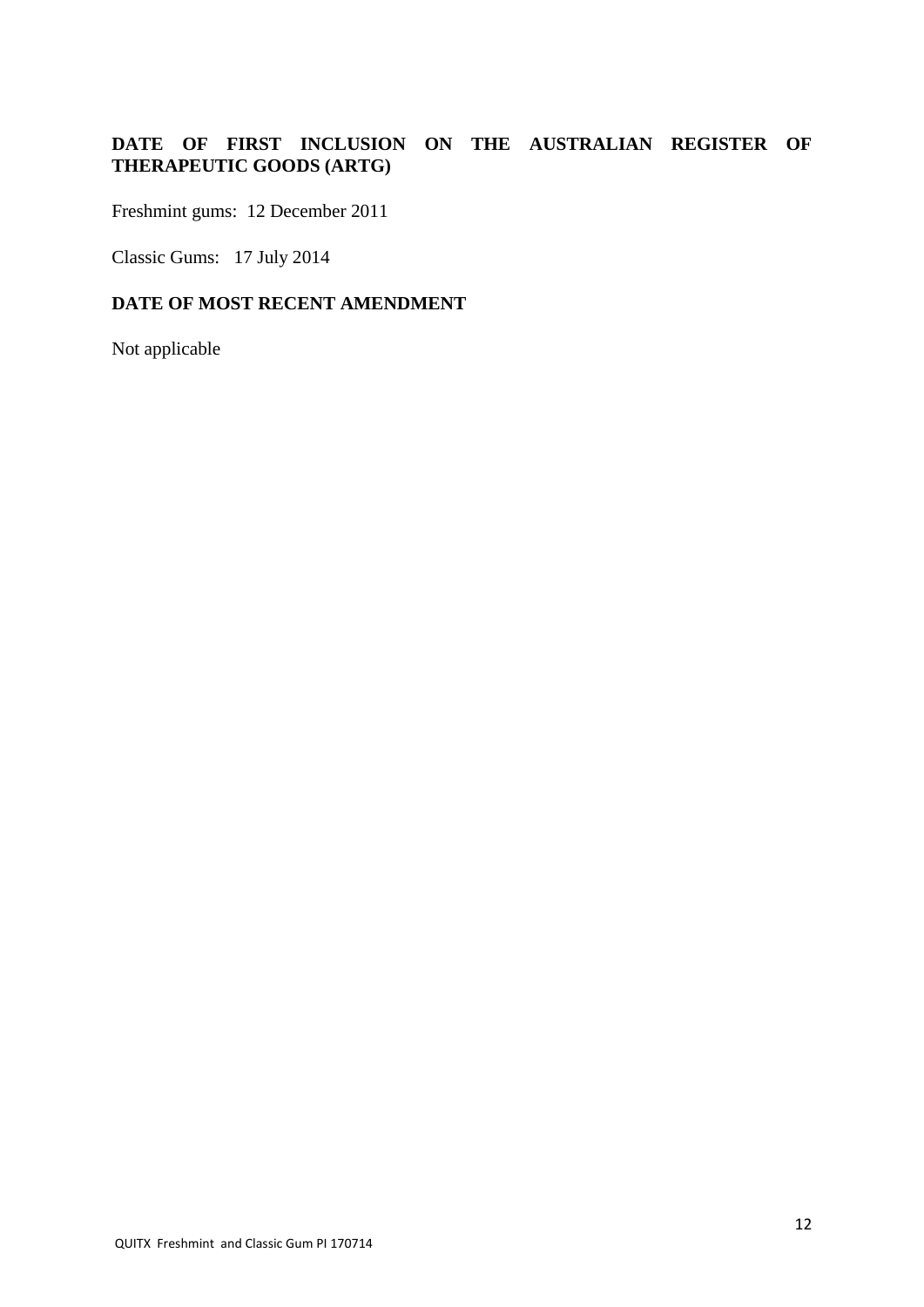## DATE OF FIRST INCLUSION ON THE AUSTRALIAN REGISTER OF THERAPEUTIC GOODS (ARTG)

Freshmint gums: 12 December 2011

Classic Gums: 17 July 2014

## DATE OF MOST RECENT AMENDMENT

Not applicable